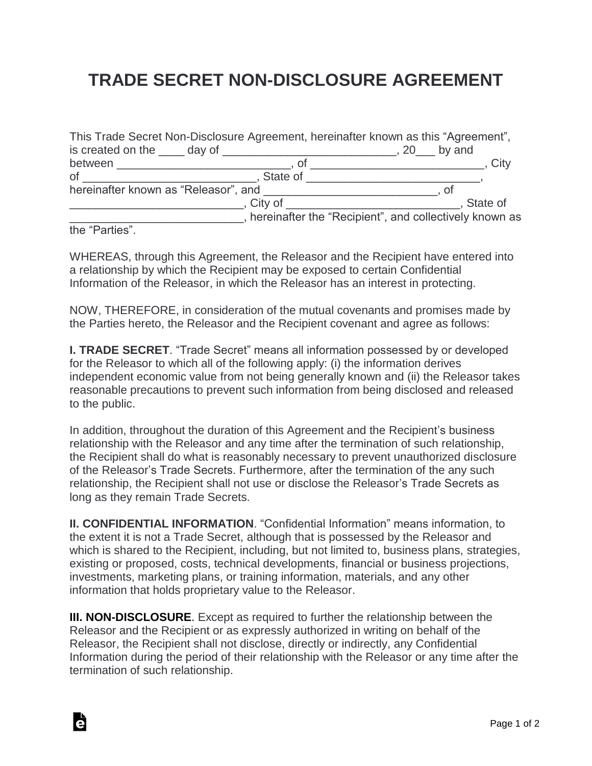# TRADE SECRET NON-DISCLOSURE AGREEMENT

This Trade Secret Non-Disclosure Agreement, hereinafter known as this "Agreement", is created on the ____ day of ___________________________, 20___ by and between ___________________________, of ___________________________, City of ___________________________, State of ___________________________, hereinafter known as "Releasor", and ___________________________, of ___________________________, City of ___________________________, State of ___________________________, hereinafter the "Recipient", and collectively known as the "Parties".

WHEREAS, through this Agreement, the Releasor and the Recipient have entered into a relationship by which the Recipient may be exposed to certain Confidential Information of the Releasor, in which the Releasor has an interest in protecting.

NOW, THEREFORE, in consideration of the mutual covenants and promises made by the Parties hereto, the Releasor and the Recipient covenant and agree as follows:

**I. TRADE SECRET**. "Trade Secret" means all information possessed by or developed for the Releasor to which all of the following apply: (i) the information derives independent economic value from not being generally known and (ii) the Releasor takes reasonable precautions to prevent such information from being disclosed and released to the public.

In addition, throughout the duration of this Agreement and the Recipient's business relationship with the Releasor and any time after the termination of such relationship, the Recipient shall do what is reasonably necessary to prevent unauthorized disclosure of the Releasor's Trade Secrets. Furthermore, after the termination of the any such relationship, the Recipient shall not use or disclose the Releasor's Trade Secrets as long as they remain Trade Secrets.

**II. CONFIDENTIAL INFORMATION**. "Confidential Information" means information, to the extent it is not a Trade Secret, although that is possessed by the Releasor and which is shared to the Recipient, including, but not limited to, business plans, strategies, existing or proposed, costs, technical developments, financial or business projections, investments, marketing plans, or training information, materials, and any other information that holds proprietary value to the Releasor.

**III. NON-DISCLOSURE**. Except as required to further the relationship between the Releasor and the Recipient or as expressly authorized in writing on behalf of the Releasor, the Recipient shall not disclose, directly or indirectly, any Confidential Information during the period of their relationship with the Releasor or any time after the termination of such relationship.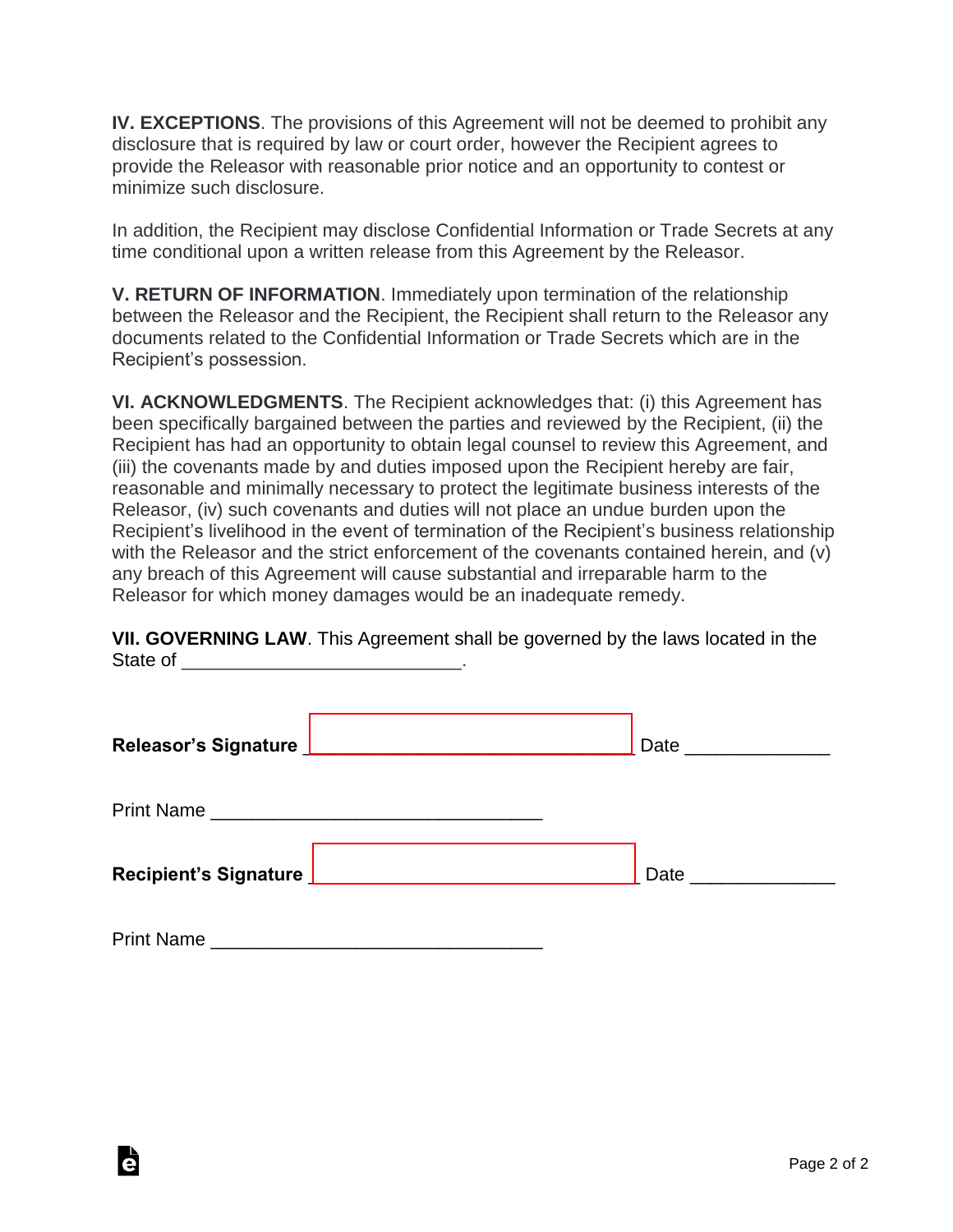**IV. EXCEPTIONS**. The provisions of this Agreement will not be deemed to prohibit any disclosure that is required by law or court order, however the Recipient agrees to provide the Releasor with reasonable prior notice and an opportunity to contest or minimize such disclosure.

In addition, the Recipient may disclose Confidential Information or Trade Secrets at any time conditional upon a written release from this Agreement by the Releasor.

**V. RETURN OF INFORMATION**. Immediately upon termination of the relationship between the Releasor and the Recipient, the Recipient shall return to the Releasor any documents related to the Confidential Information or Trade Secrets which are in the Recipient's possession.

**VI. ACKNOWLEDGMENTS**. The Recipient acknowledges that: (i) this Agreement has been specifically bargained between the parties and reviewed by the Recipient, (ii) the Recipient has had an opportunity to obtain legal counsel to review this Agreement, and (iii) the covenants made by and duties imposed upon the Recipient hereby are fair, reasonable and minimally necessary to protect the legitimate business interests of the Releasor, (iv) such covenants and duties will not place an undue burden upon the Recipient's livelihood in the event of termination of the Recipient's business relationship with the Releasor and the strict enforcement of the covenants contained herein, and (v) any breach of this Agreement will cause substantial and irreparable harm to the Releasor for which money damages would be an inadequate remedy.

**VII. GOVERNING LAW**. This Agreement shall be governed by the laws located in the State of ___________________________.

**Releasor's Signature** _______________________________ Date ______________

Print Name ________________________________

**Recipient's Signature** _______________________________ Date ______________

Print Name ________________________________